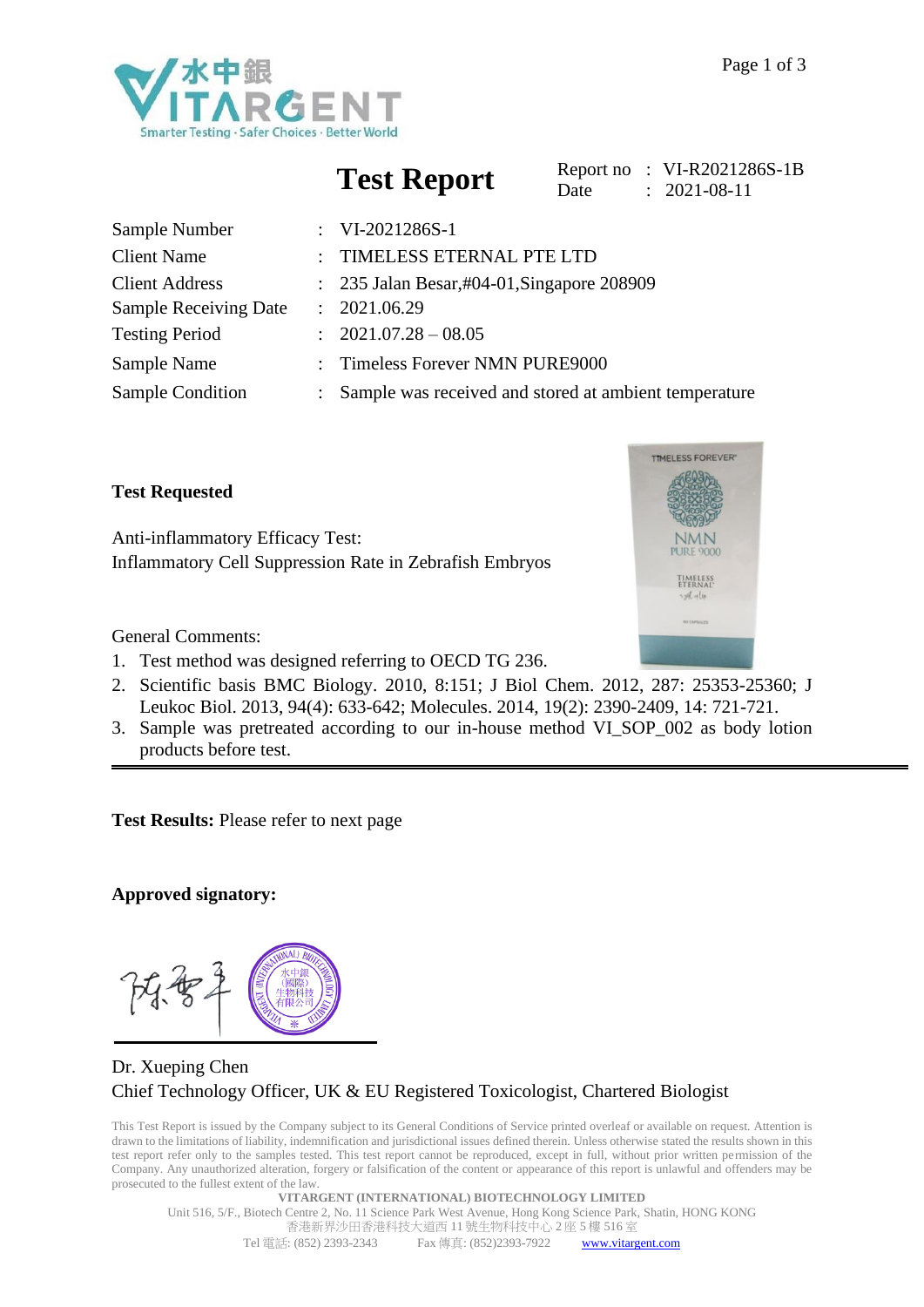水中銀
VITARGENT
Smarter Testing · Safer Choices · Better World

# Test Report

Report no : VI-R2021286S-1B
Date : 2021-08-11

| | | |
|---|---|---|
| Sample Number | : | VI-2021286S-1 |
| Client Name | : | TIMELESS ETERNAL PTE LTD |
| Client Address | : | 235 Jalan Besar,#04-01,Singapore 208909 |
| Sample Receiving Date | : | 2021.06.29 |
| Testing Period | : | 2021.07.28 – 08.05 |
| Sample Name | : | Timeless Forever NMN PURE9000 |
| Sample Condition | : | Sample was received and stored at ambient temperature |

**Test Requested**

Anti-inflammatory Efficacy Test:
Inflammatory Cell Suppression Rate in Zebrafish Embryos

General Comments:

1. Test method was designed referring to OECD TG 236.
2. Scientific basis BMC Biology. 2010, 8:151; J Biol Chem. 2012, 287: 25353-25360; J Leukoc Biol. 2013, 94(4): 633-642; Molecules. 2014, 19(2): 2390-2409, 14: 721-721.
3. Sample was pretreated according to our in-house method VI_SOP_002 as body lotion products before test.

---

**Test Results:** Please refer to next page

**Approved signatory:**

Dr. Xueping Chen
Chief Technology Officer, UK & EU Registered Toxicologist, Chartered Biologist

This Test Report is issued by the Company subject to its General Conditions of Service printed overleaf or available on request. Attention is drawn to the limitations of liability, indemnification and jurisdictional issues defined therein. Unless otherwise stated the results shown in this test report refer only to the samples tested. This test report cannot be reproduced, except in full, without prior written permission of the Company. Any unauthorized alteration, forgery or falsification of the content or appearance of this report is unlawful and offenders may be prosecuted to the fullest extent of the law.

**VITARGENT (INTERNATIONAL) BIOTECHNOLOGY LIMITED**
Unit 516, 5/F., Biotech Centre 2, No. 11 Science Park West Avenue, Hong Kong Science Park, Shatin, HONG KONG
香港新界沙田香港科技大道西 11 號生物科技中心 2 座 5 樓 516 室
Tel 電話: (852) 2393-2343 Fax 傳真: (852)2393-7922 www.vitargent.com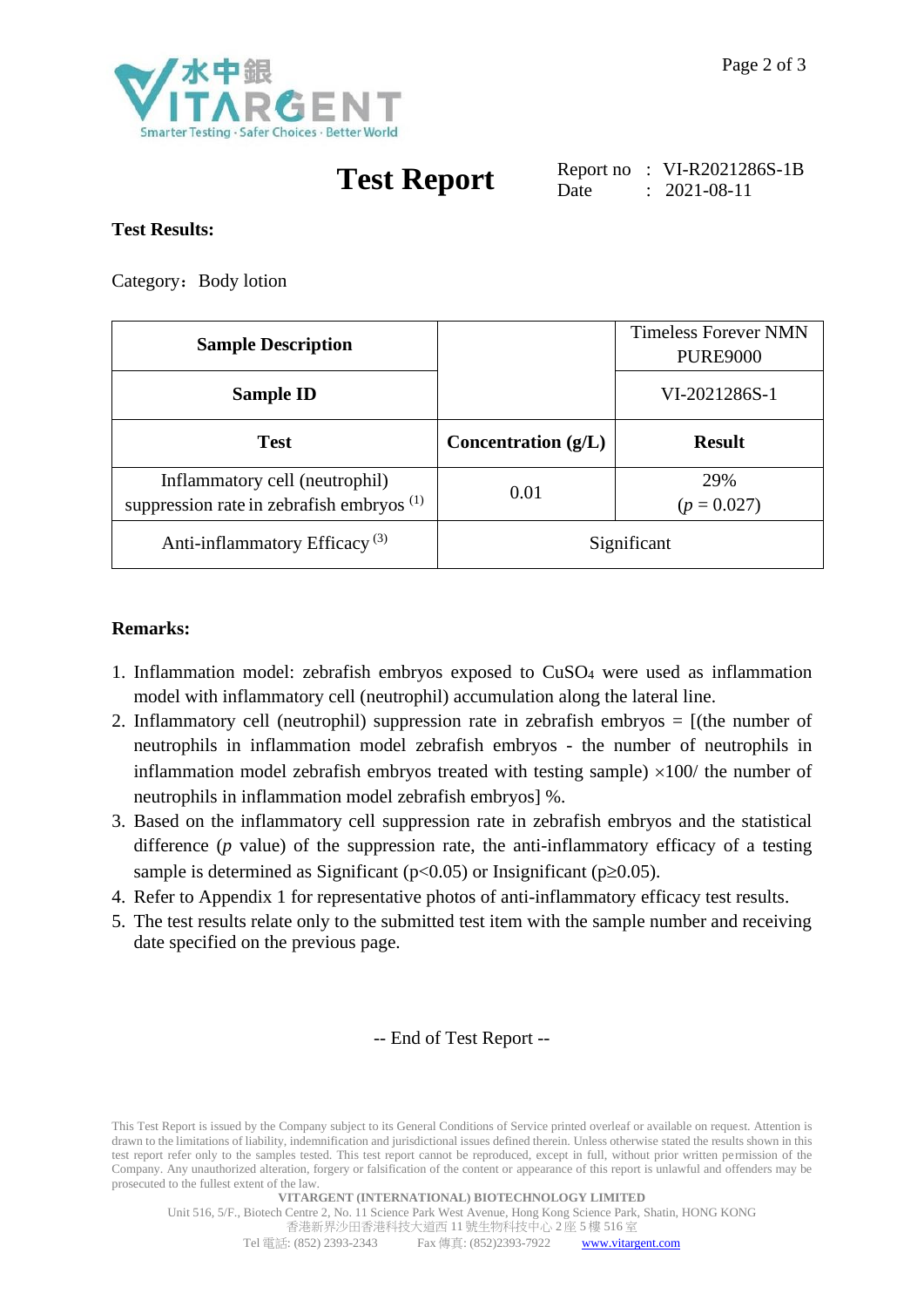# Test Report

Report no : VI-R2021286S-1B
Date : 2021-08-11

**Test Results:**

Category：Body lotion

| **Sample Description** | | Timeless Forever NMN PURE9000 |
|---|---|---|
| **Sample ID** | | VI-2021286S-1 |
| **Test** | **Concentration (g/L)** | **Result** |
| Inflammatory cell (neutrophil) suppression rate in zebrafish embryos (1) | 0.01 | 29% ($p$ = 0.027) |
| Anti-inflammatory Efficacy (3) | Significant | |

**Remarks:**

1. Inflammation model: zebrafish embryos exposed to $CuSO_4$ were used as inflammation model with inflammatory cell (neutrophil) accumulation along the lateral line.
2. Inflammatory cell (neutrophil) suppression rate in zebrafish embryos = [(the number of neutrophils in inflammation model zebrafish embryos - the number of neutrophils in inflammation model zebrafish embryos treated with testing sample) $\times$100/ the number of neutrophils in inflammation model zebrafish embryos] %.
3. Based on the inflammatory cell suppression rate in zebrafish embryos and the statistical difference ($p$ value) of the suppression rate, the anti-inflammatory efficacy of a testing sample is determined as Significant ($p<0.05$) or Insignificant ($p\geq0.05$).
4. Refer to Appendix 1 for representative photos of anti-inflammatory efficacy test results.
5. The test results relate only to the submitted test item with the sample number and receiving date specified on the previous page.

-- End of Test Report --

This Test Report is issued by the Company subject to its General Conditions of Service printed overleaf or available on request. Attention is drawn to the limitations of liability, indemnification and jurisdictional issues defined therein. Unless otherwise stated the results shown in this test report refer only to the samples tested. This test report cannot be reproduced, except in full, without prior written permission of the Company. Any unauthorized alteration, forgery or falsification of the content or appearance of this report is unlawful and offenders may be prosecuted to the fullest extent of the law.

**VITARGENT (INTERNATIONAL) BIOTECHNOLOGY LIMITED**
Unit 516, 5/F., Biotech Centre 2, No. 11 Science Park West Avenue, Hong Kong Science Park, Shatin, HONG KONG
香港新界沙田香港科技大道西 11 號生物科技中心 2 座 5 樓 516 室
Tel 電話: (852) 2393-2343 Fax 傳真: (852)2393-7922 www.vitargent.com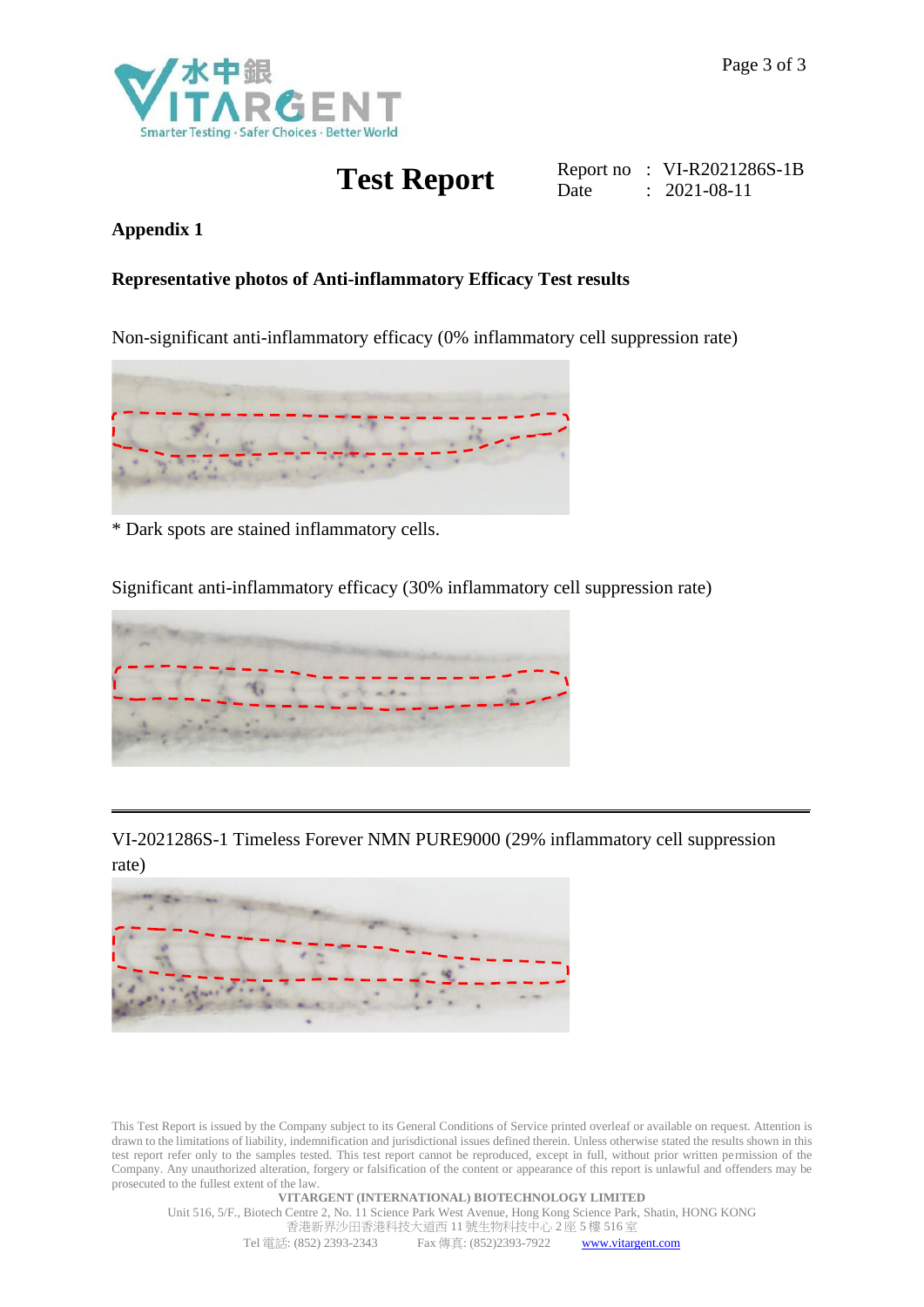# Test Report

Report no : VI-R2021286S-1B
Date : 2021-08-11

**Appendix 1**

**Representative photos of Anti-inflammatory Efficacy Test results**

Non-significant anti-inflammatory efficacy (0% inflammatory cell suppression rate)

* Dark spots are stained inflammatory cells.

Significant anti-inflammatory efficacy (30% inflammatory cell suppression rate)

---

VI-2021286S-1 Timeless Forever NMN PURE9000 (29% inflammatory cell suppression rate)

This Test Report is issued by the Company subject to its General Conditions of Service printed overleaf or available on request. Attention is drawn to the limitations of liability, indemnification and jurisdictional issues defined therein. Unless otherwise stated the results shown in this test report refer only to the samples tested. This test report cannot be reproduced, except in full, without prior written permission of the Company. Any unauthorized alteration, forgery or falsification of the content or appearance of this report is unlawful and offenders may be prosecuted to the fullest extent of the law.

**VITARGENT (INTERNATIONAL) BIOTECHNOLOGY LIMITED**
Unit 516, 5/F., Biotech Centre 2, No. 11 Science Park West Avenue, Hong Kong Science Park, Shatin, HONG KONG
香港新界沙田香港科技大道西 11 號生物科技中心 2 座 5 樓 516 室
Tel 電話: (852) 2393-2343 Fax 傳真: (852)2393-7922 www.vitargent.com